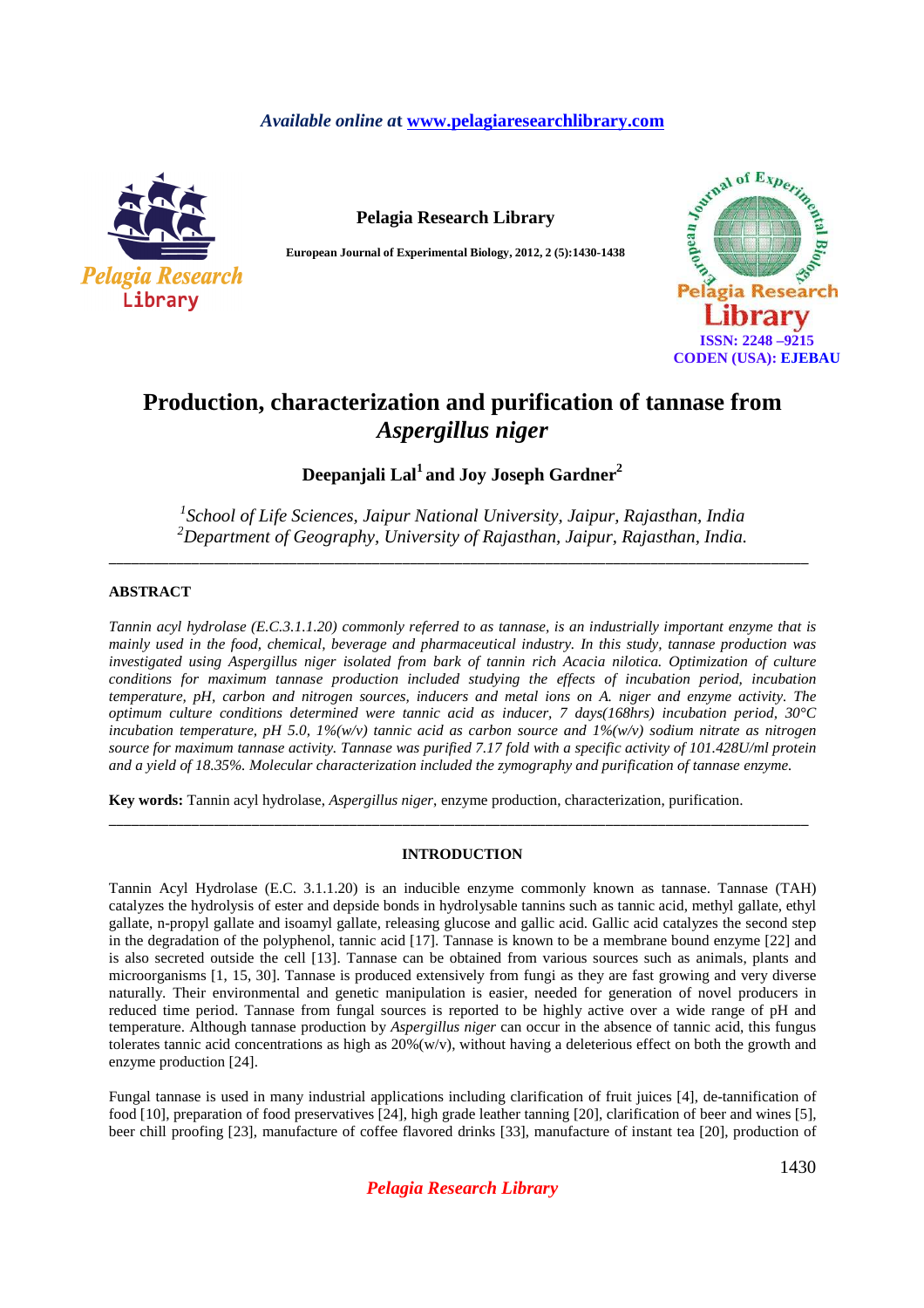# Production, characterization and purification of tannase from *Aspergillus niger*

**Deepanjali Lal[1] and Joy Joseph Gardner[2]**

*[1]School of Life Sciences, Jaipur National University, Jaipur, Rajasthan, India*
*[2]Department of Geography, University of Rajasthan, Jaipur, Rajasthan, India.*

---

## ABSTRACT

*Tannin acyl hydrolase (E.C.3.1.1.20) commonly referred to as tannase, is an industrially important enzyme that is mainly used in the food, chemical, beverage and pharmaceutical industry. In this study, tannase production was investigated using Aspergillus niger isolated from bark of tannin rich Acacia nilotica. Optimization of culture conditions for maximum tannase production included studying the effects of incubation period, incubation temperature, pH, carbon and nitrogen sources, inducers and metal ions on A. niger and enzyme activity. The optimum culture conditions determined were tannic acid as inducer, 7 days(168hrs) incubation period, 30°C incubation temperature, pH 5.0, 1%(w/v) tannic acid as carbon source and 1%(w/v) sodium nitrate as nitrogen source for maximum tannase activity. Tannase was purified 7.17 fold with a specific activity of 101.428U/ml protein and a yield of 18.35%. Molecular characterization included the zymography and purification of tannase enzyme.*

**Key words:** Tannin acyl hydrolase, *Aspergillus niger*, enzyme production, characterization, purification.

---

## INTRODUCTION

Tannin Acyl Hydrolase (E.C. 3.1.1.20) is an inducible enzyme commonly known as tannase. Tannase (TAH) catalyzes the hydrolysis of ester and depside bonds in hydrolysable tannins such as tannic acid, methyl gallate, ethyl gallate, n-propyl gallate and isoamyl gallate, releasing glucose and gallic acid. Gallic acid catalyzes the second step in the degradation of the polyphenol, tannic acid [17]. Tannase is known to be a membrane bound enzyme [22] and is also secreted outside the cell [13]. Tannase can be obtained from various sources such as animals, plants and microorganisms [1, 15, 30]. Tannase is produced extensively from fungi as they are fast growing and very diverse naturally. Their environmental and genetic manipulation is easier, needed for generation of novel producers in reduced time period. Tannase from fungal sources is reported to be highly active over a wide range of pH and temperature. Although tannase production by *Aspergillus niger* can occur in the absence of tannic acid, this fungus tolerates tannic acid concentrations as high as 20%(w/v), without having a deleterious effect on both the growth and enzyme production [24].

Fungal tannase is used in many industrial applications including clarification of fruit juices [4], de-tannification of food [10], preparation of food preservatives [24], high grade leather tanning [20], clarification of beer and wines [5], beer chill proofing [23], manufacture of coffee flavored drinks [33], manufacture of instant tea [20], production of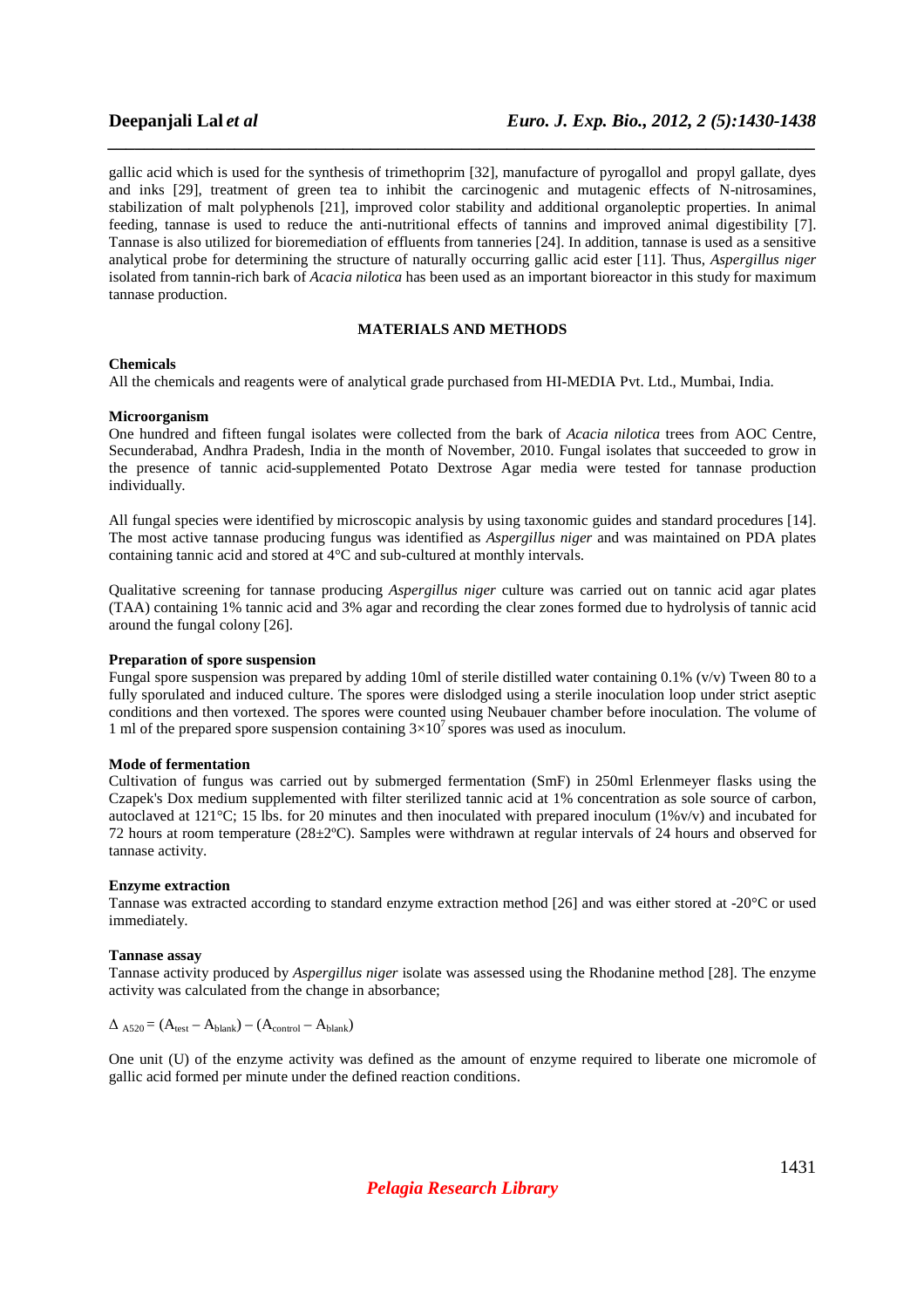gallic acid which is used for the synthesis of trimethoprim [32], manufacture of pyrogallol and propyl gallate, dyes and inks [29], treatment of green tea to inhibit the carcinogenic and mutagenic effects of N-nitrosamines, stabilization of malt polyphenols [21], improved color stability and additional organoleptic properties. In animal feeding, tannase is used to reduce the anti-nutritional effects of tannins and improved animal digestibility [7]. Tannase is also utilized for bioremediation of effluents from tanneries [24]. In addition, tannase is used as a sensitive analytical probe for determining the structure of naturally occurring gallic acid ester [11]. Thus, *Aspergillus niger* isolated from tannin-rich bark of *Acacia nilotica* has been used as an important bioreactor in this study for maximum tannase production.

## MATERIALS AND METHODS

### Chemicals

All the chemicals and reagents were of analytical grade purchased from HI-MEDIA Pvt. Ltd., Mumbai, India.

### Microorganism

One hundred and fifteen fungal isolates were collected from the bark of *Acacia nilotica* trees from AOC Centre, Secunderabad, Andhra Pradesh, India in the month of November, 2010. Fungal isolates that succeeded to grow in the presence of tannic acid-supplemented Potato Dextrose Agar media were tested for tannase production individually.

All fungal species were identified by microscopic analysis by using taxonomic guides and standard procedures [14]. The most active tannase producing fungus was identified as *Aspergillus niger* and was maintained on PDA plates containing tannic acid and stored at 4°C and sub-cultured at monthly intervals.

Qualitative screening for tannase producing *Aspergillus niger* culture was carried out on tannic acid agar plates (TAA) containing 1% tannic acid and 3% agar and recording the clear zones formed due to hydrolysis of tannic acid around the fungal colony [26].

### Preparation of spore suspension

Fungal spore suspension was prepared by adding 10ml of sterile distilled water containing 0.1% (v/v) Tween 80 to a fully sporulated and induced culture. The spores were dislodged using a sterile inoculation loop under strict aseptic conditions and then vortexed. The spores were counted using Neubauer chamber before inoculation. The volume of 1 ml of the prepared spore suspension containing $3 \times 10^7$ spores was used as inoculum.

### Mode of fermentation

Cultivation of fungus was carried out by submerged fermentation (SmF) in 250ml Erlenmeyer flasks using the Czapek's Dox medium supplemented with filter sterilized tannic acid at 1% concentration as sole source of carbon, autoclaved at 121°C; 15 lbs. for 20 minutes and then inoculated with prepared inoculum (1%v/v) and incubated for 72 hours at room temperature (28±2ºC). Samples were withdrawn at regular intervals of 24 hours and observed for tannase activity.

### Enzyme extraction

Tannase was extracted according to standard enzyme extraction method [26] and was either stored at -20°C or used immediately.

### Tannase assay

Tannase activity produced by *Aspergillus niger* isolate was assessed using the Rhodanine method [28]. The enzyme activity was calculated from the change in absorbance;

$$\Delta_{A520} = (A_{test} - A_{blank}) - (A_{control} - A_{blank})$$

One unit (U) of the enzyme activity was defined as the amount of enzyme required to liberate one micromole of gallic acid formed per minute under the defined reaction conditions.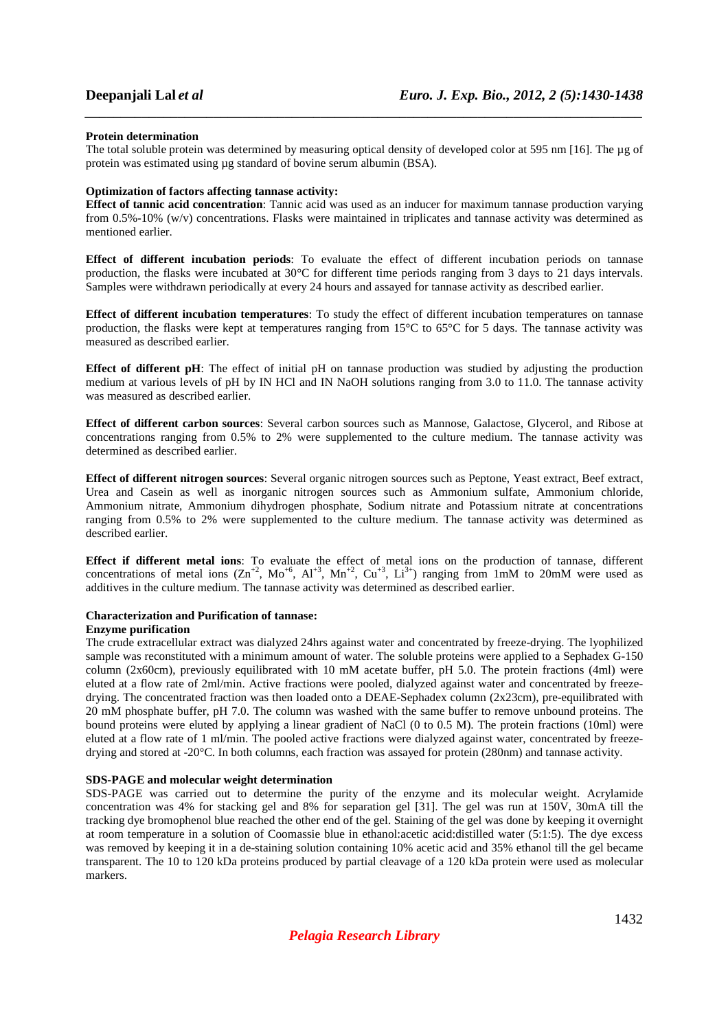**Protein determination**

The total soluble protein was determined by measuring optical density of developed color at 595 nm [16]. The µg of protein was estimated using µg standard of bovine serum albumin (BSA).

**Optimization of factors affecting tannase activity:**

**Effect of tannic acid concentration**: Tannic acid was used as an inducer for maximum tannase production varying from 0.5%-10% (w/v) concentrations. Flasks were maintained in triplicates and tannase activity was determined as mentioned earlier.

**Effect of different incubation periods**: To evaluate the effect of different incubation periods on tannase production, the flasks were incubated at 30°C for different time periods ranging from 3 days to 21 days intervals. Samples were withdrawn periodically at every 24 hours and assayed for tannase activity as described earlier.

**Effect of different incubation temperatures**: To study the effect of different incubation temperatures on tannase production, the flasks were kept at temperatures ranging from 15°C to 65°C for 5 days. The tannase activity was measured as described earlier.

**Effect of different pH**: The effect of initial pH on tannase production was studied by adjusting the production medium at various levels of pH by IN HCl and IN NaOH solutions ranging from 3.0 to 11.0. The tannase activity was measured as described earlier.

**Effect of different carbon sources**: Several carbon sources such as Mannose, Galactose, Glycerol, and Ribose at concentrations ranging from 0.5% to 2% were supplemented to the culture medium. The tannase activity was determined as described earlier.

**Effect of different nitrogen sources**: Several organic nitrogen sources such as Peptone, Yeast extract, Beef extract, Urea and Casein as well as inorganic nitrogen sources such as Ammonium sulfate, Ammonium chloride, Ammonium nitrate, Ammonium dihydrogen phosphate, Sodium nitrate and Potassium nitrate at concentrations ranging from 0.5% to 2% were supplemented to the culture medium. The tannase activity was determined as described earlier.

**Effect if different metal ions**: To evaluate the effect of metal ions on the production of tannase, different concentrations of metal ions ($Zn^{+2}$, $Mo^{+6}$, $Al^{+3}$, $Mn^{+2}$, $Cu^{+3}$, $Li^{3+}$) ranging from 1mM to 20mM were used as additives in the culture medium. The tannase activity was determined as described earlier.

**Characterization and Purification of tannase:**

**Enzyme purification**

The crude extracellular extract was dialyzed 24hrs against water and concentrated by freeze-drying. The lyophilized sample was reconstituted with a minimum amount of water. The soluble proteins were applied to a Sephadex G-150 column (2x60cm), previously equilibrated with 10 mM acetate buffer, pH 5.0. The protein fractions (4ml) were eluted at a flow rate of 2ml/min. Active fractions were pooled, dialyzed against water and concentrated by freeze-drying. The concentrated fraction was then loaded onto a DEAE-Sephadex column (2x23cm), pre-equilibrated with 20 mM phosphate buffer, pH 7.0. The column was washed with the same buffer to remove unbound proteins. The bound proteins were eluted by applying a linear gradient of NaCl (0 to 0.5 M). The protein fractions (10ml) were eluted at a flow rate of 1 ml/min. The pooled active fractions were dialyzed against water, concentrated by freeze-drying and stored at -20°C. In both columns, each fraction was assayed for protein (280nm) and tannase activity.

**SDS-PAGE and molecular weight determination**

SDS-PAGE was carried out to determine the purity of the enzyme and its molecular weight. Acrylamide concentration was 4% for stacking gel and 8% for separation gel [31]. The gel was run at 150V, 30mA till the tracking dye bromophenol blue reached the other end of the gel. Staining of the gel was done by keeping it overnight at room temperature in a solution of Coomassie blue in ethanol:acetic acid:distilled water (5:1:5). The dye excess was removed by keeping it in a de-staining solution containing 10% acetic acid and 35% ethanol till the gel became transparent. The 10 to 120 kDa proteins produced by partial cleavage of a 120 kDa protein were used as molecular markers.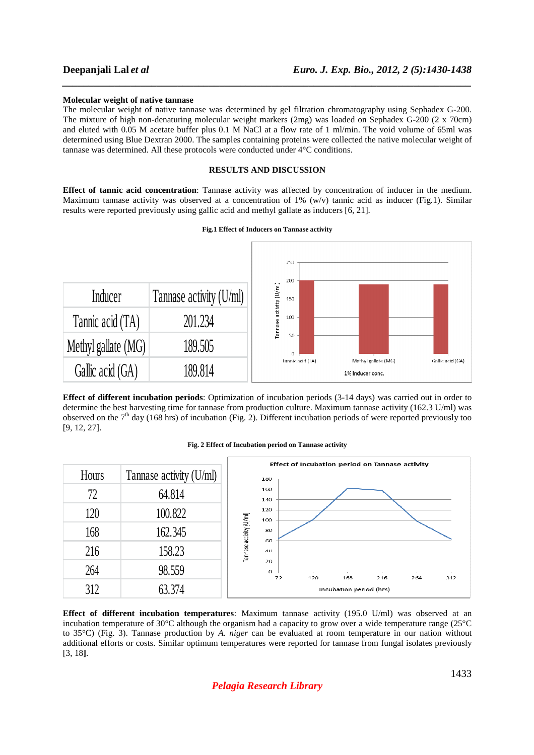**Molecular weight of native tannase**

The molecular weight of native tannase was determined by gel filtration chromatography using Sephadex G-200. The mixture of high non-denaturing molecular weight markers (2mg) was loaded on Sephadex G-200 (2 x 70cm) and eluted with 0.05 M acetate buffer plus 0.1 M NaCl at a flow rate of 1 ml/min. The void volume of 65ml was determined using Blue Dextran 2000. The samples containing proteins were collected the native molecular weight of tannase was determined. All these protocols were conducted under 4°C conditions.

## RESULTS AND DISCUSSION

**Effect of tannic acid concentration**: Tannase activity was affected by concentration of inducer in the medium. Maximum tannase activity was observed at a concentration of 1% (w/v) tannic acid as inducer (Fig.1). Similar results were reported previously using gallic acid and methyl gallate as inducers [6, 21].

**Fig.1 Effect of Inducers on Tannase activity**

| Inducer | Tannase activity (U/ml) |
|---|---|
| Tannic acid (TA) | 201.234 |
| Methyl gallate (MG) | 189.505 |
| Gallic acid (GA) | 189.814 |

**Effect of different incubation periods**: Optimization of incubation periods (3-14 days) was carried out in order to determine the best harvesting time for tannase from production culture. Maximum tannase activity (162.3 U/ml) was observed on the 7[th] day (168 hrs) of incubation (Fig. 2). Different incubation periods of were reported previously too [9, 12, 27].

**Fig. 2 Effect of Incubation period on Tannase activity**

| Hours | Tannase activity (U/ml) |
|---|---|
| 72 | 64.814 |
| 120 | 100.822 |
| 168 | 162.345 |
| 216 | 158.23 |
| 264 | 98.559 |
| 312 | 63.374 |

**Effect of different incubation temperatures**: Maximum tannase activity (195.0 U/ml) was observed at an incubation temperature of 30°C although the organism had a capacity to grow over a wide temperature range (25°C to 35°C) (Fig. 3). Tannase production by *A. niger* can be evaluated at room temperature in our nation without additional efforts or costs. Similar optimum temperatures were reported for tannase from fungal isolates previously [3, 18].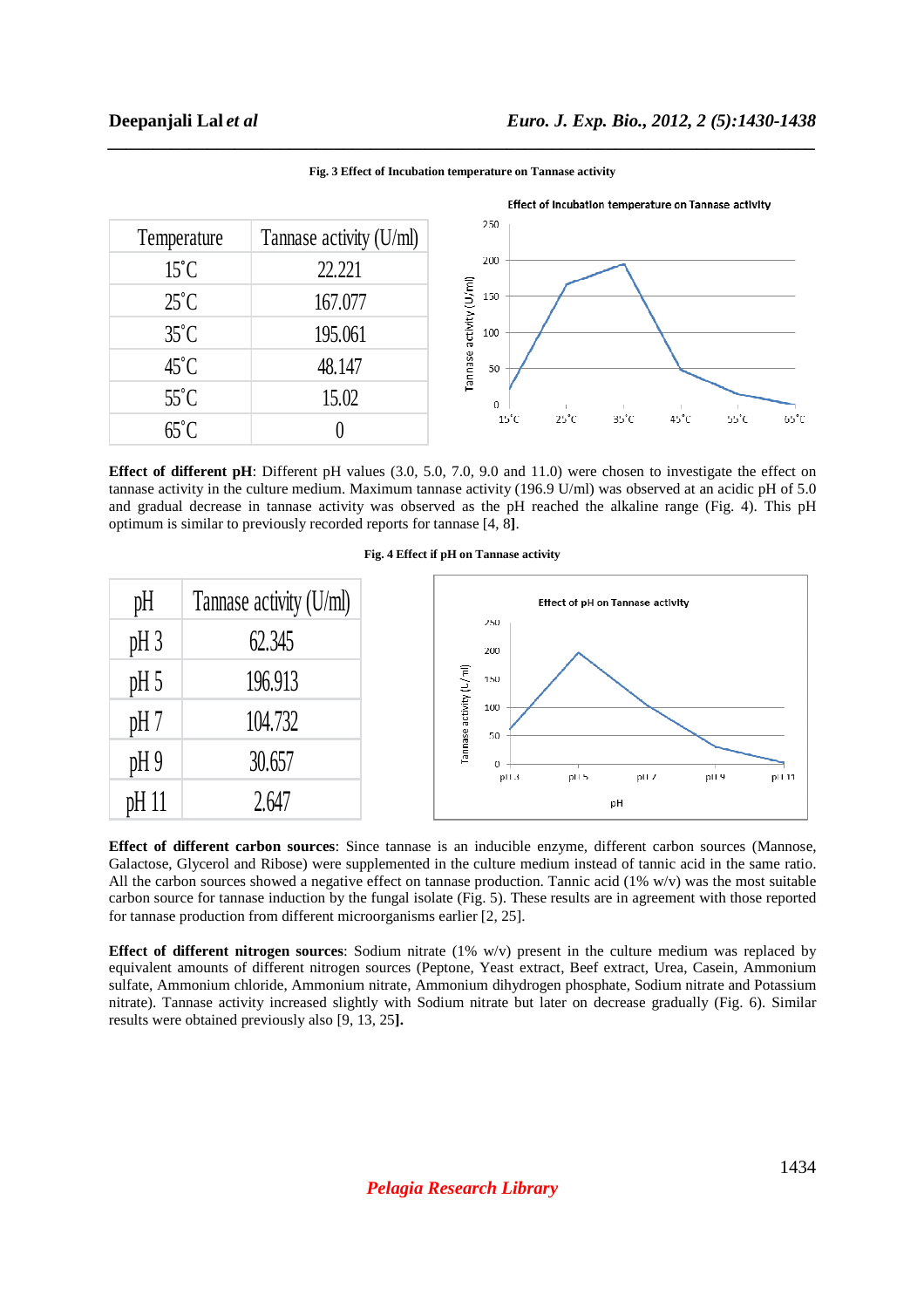**Fig. 3 Effect of Incubation temperature on Tannase activity**

| Temperature | Tannase activity (U/ml) |
|---|---|
| 15˚C | 22.221 |
| 25˚C | 167.077 |
| 35˚C | 195.061 |
| 45˚C | 48.147 |
| 55˚C | 15.02 |
| 65˚C | 0 |

**Effect of different pH**: Different pH values (3.0, 5.0, 7.0, 9.0 and 11.0) were chosen to investigate the effect on tannase activity in the culture medium. Maximum tannase activity (196.9 U/ml) was observed at an acidic pH of 5.0 and gradual decrease in tannase activity was observed as the pH reached the alkaline range (Fig. 4). This pH optimum is similar to previously recorded reports for tannase [4, 8].

**Fig. 4 Effect if pH on Tannase activity**

| pH | Tannase activity (U/ml) |
|---|---|
| pH 3 | 62.345 |
| pH 5 | 196.913 |
| pH 7 | 104.732 |
| pH 9 | 30.657 |
| pH 11 | 2.647 |

**Effect of different carbon sources**: Since tannase is an inducible enzyme, different carbon sources (Mannose, Galactose, Glycerol and Ribose) were supplemented in the culture medium instead of tannic acid in the same ratio. All the carbon sources showed a negative effect on tannase production. Tannic acid (1% w/v) was the most suitable carbon source for tannase induction by the fungal isolate (Fig. 5). These results are in agreement with those reported for tannase production from different microorganisms earlier [2, 25].

**Effect of different nitrogen sources**: Sodium nitrate (1% w/v) present in the culture medium was replaced by equivalent amounts of different nitrogen sources (Peptone, Yeast extract, Beef extract, Urea, Casein, Ammonium sulfate, Ammonium chloride, Ammonium nitrate, Ammonium dihydrogen phosphate, Sodium nitrate and Potassium nitrate). Tannase activity increased slightly with Sodium nitrate but later on decrease gradually (Fig. 6). Similar results were obtained previously also [9, 13, 25].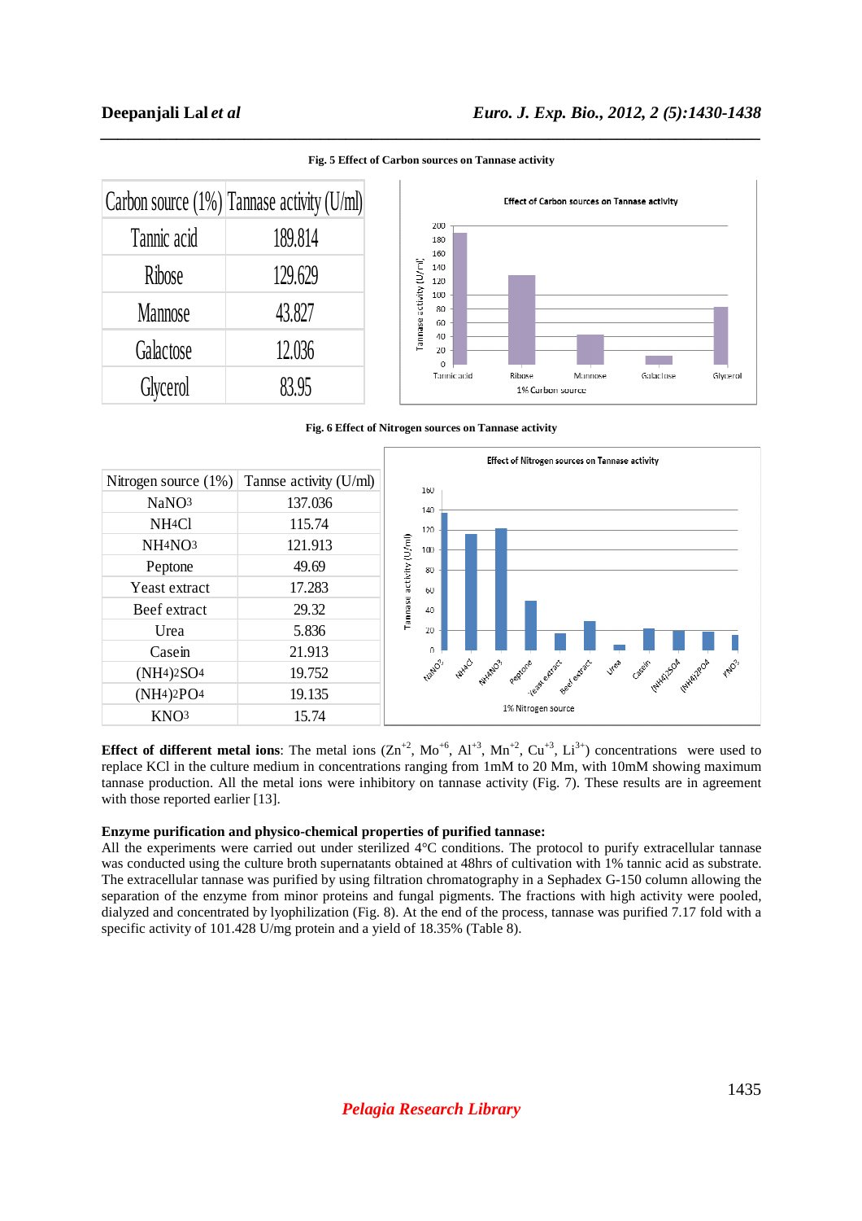**Fig. 5 Effect of Carbon sources on Tannase activity**

| Carbon source (1%) | Tannase activity (U/ml) |
|---|---|
| Tannic acid | 189.814 |
| Ribose | 129.629 |
| Mannose | 43.827 |
| Galactose | 12.036 |
| Glycerol | 83.95 |

**Fig. 6 Effect of Nitrogen sources on Tannase activity**

| Nitrogen source (1%) | Tannse activity (U/ml) |
|---|---|
| $NaNO_3$ | 137.036 |
| $NH_4Cl$ | 115.74 |
| $NH_4NO_3$ | 121.913 |
| Peptone | 49.69 |
| Yeast extract | 17.283 |
| Beef extract | 29.32 |
| Urea | 5.836 |
| Casein | 21.913 |
| $(NH_4)_2SO_4$ | 19.752 |
| $(NH_4)_2PO_4$ | 19.135 |
| $KNO_3$ | 15.74 |

**Effect of different metal ions**: The metal ions ($Zn^{+2}$, $Mo^{+6}$, $Al^{+3}$, $Mn^{+2}$, $Cu^{+3}$, $Li^{3+}$) concentrations were used to replace KCl in the culture medium in concentrations ranging from 1mM to 20 Mm, with 10mM showing maximum tannase production. All the metal ions were inhibitory on tannase activity (Fig. 7). These results are in agreement with those reported earlier [13].

**Enzyme purification and physico-chemical properties of purified tannase:**
All the experiments were carried out under sterilized 4°C conditions. The protocol to purify extracellular tannase was conducted using the culture broth supernatants obtained at 48hrs of cultivation with 1% tannic acid as substrate. The extracellular tannase was purified by using filtration chromatography in a Sephadex G-150 column allowing the separation of the enzyme from minor proteins and fungal pigments. The fractions with high activity were pooled, dialyzed and concentrated by lyophilization (Fig. 8). At the end of the process, tannase was purified 7.17 fold with a specific activity of 101.428 U/mg protein and a yield of 18.35% (Table 8).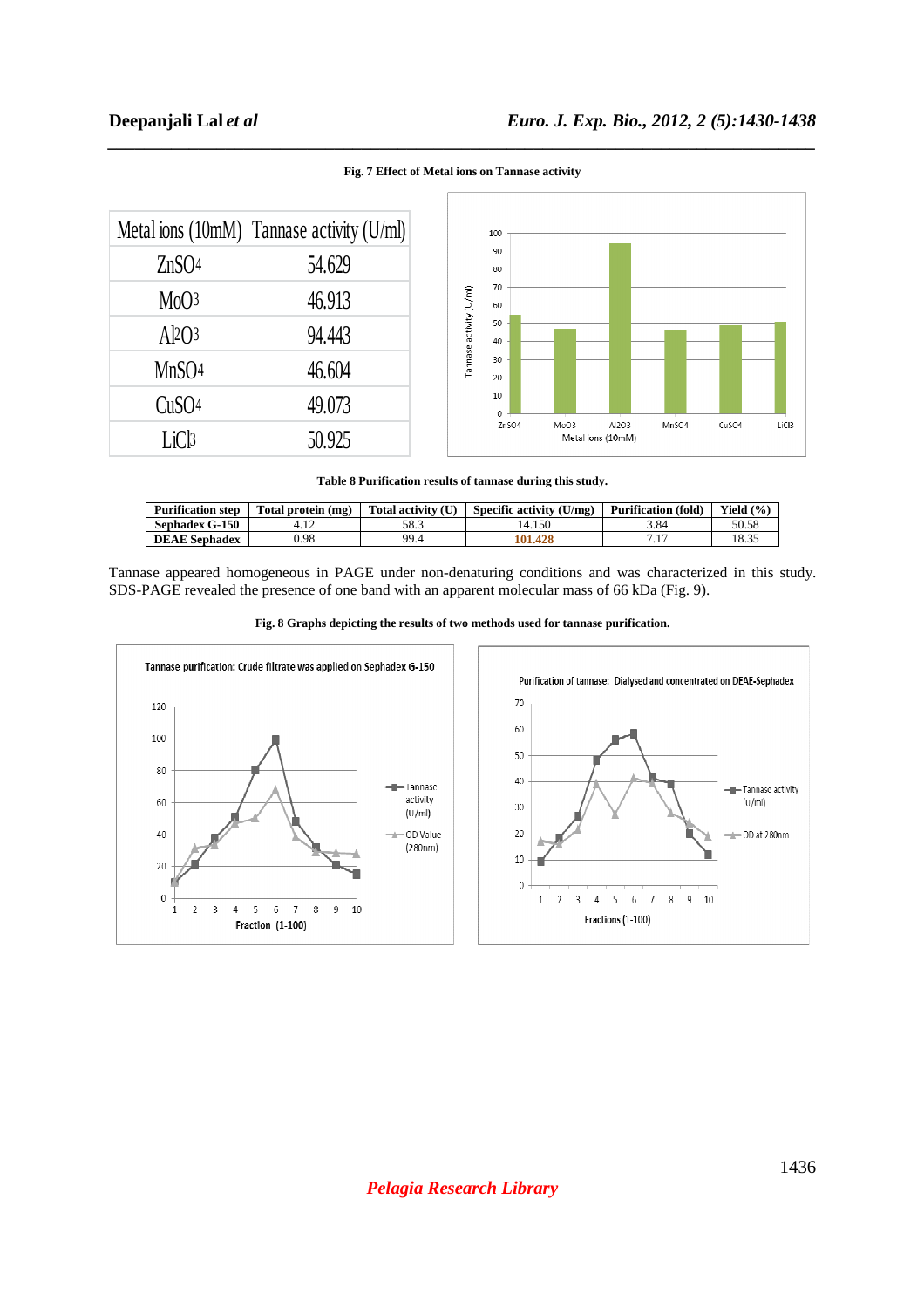**Fig. 7 Effect of Metal ions on Tannase activity**

| Metal ions (10mM) | Tannase activity (U/ml) |
|---|---|
| $ZnSO_4$ | 54.629 |
| $MoO_3$ | 46.913 |
| $Al_2O_3$ | 94.443 |
| $MnSO_4$ | 46.604 |
| $CuSO_4$ | 49.073 |
| $LiCl_3$ | 50.925 |

**Table 8 Purification results of tannase during this study.**

| Purification step | Total protein (mg) | Total activity (U) | Specific activity (U/mg) | Purification (fold) | Yield (%) |
|---|---|---|---|---|---|
| Sephadex G-150 | 4.12 | 58.3 | 14.150 | 3.84 | 50.58 |
| DEAE Sephadex | 0.98 | 99.4 | 101.428 | 7.17 | 18.35 |

Tannase appeared homogeneous in PAGE under non-denaturing conditions and was characterized in this study. SDS-PAGE revealed the presence of one band with an apparent molecular mass of 66 kDa (Fig. 9).

**Fig. 8 Graphs depicting the results of two methods used for tannase purification.**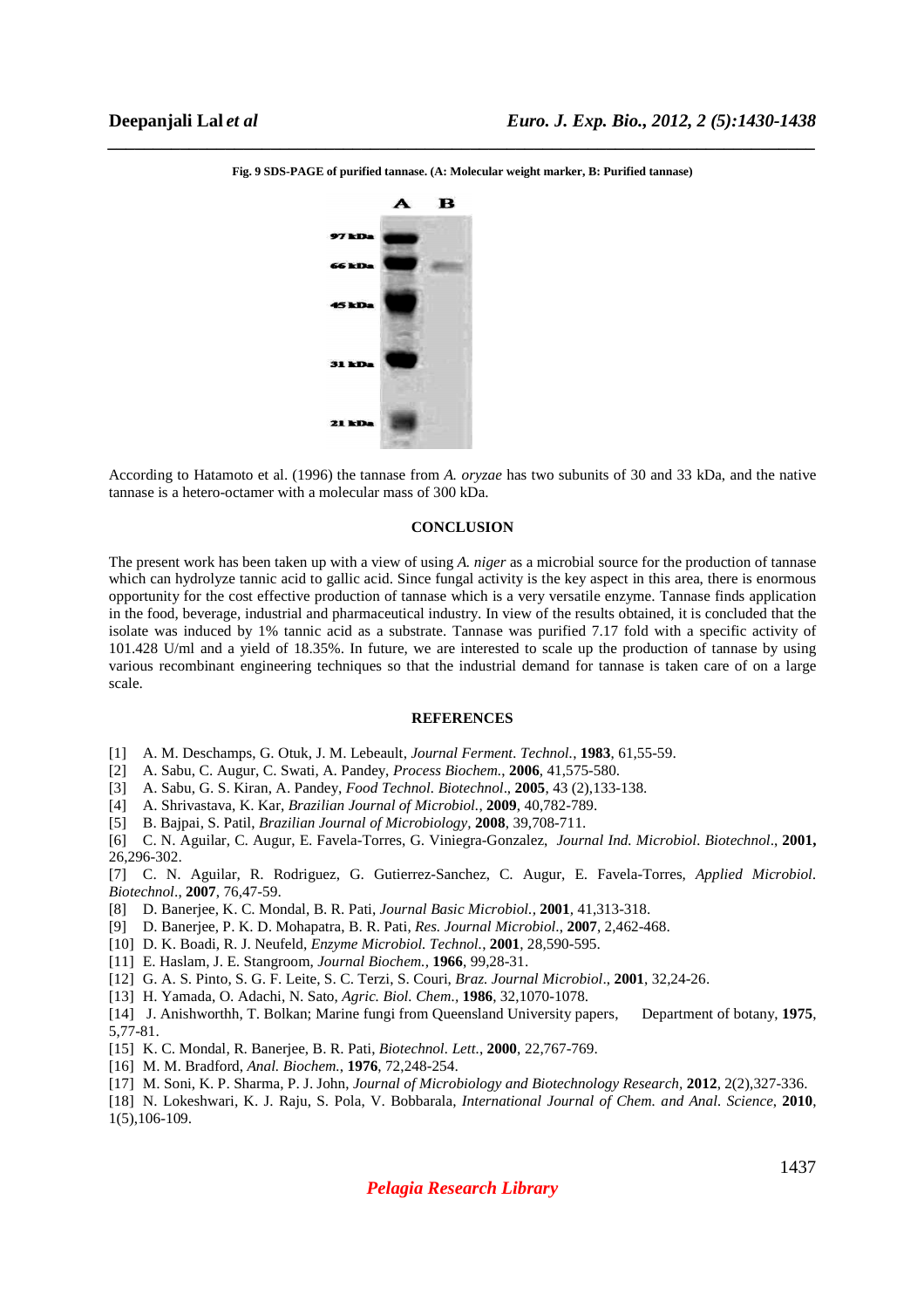**Fig. 9 SDS-PAGE of purified tannase. (A: Molecular weight marker, B: Purified tannase)**

According to Hatamoto et al. (1996) the tannase from *A. oryzae* has two subunits of 30 and 33 kDa, and the native tannase is a hetero-octamer with a molecular mass of 300 kDa.

## CONCLUSION

The present work has been taken up with a view of using *A. niger* as a microbial source for the production of tannase which can hydrolyze tannic acid to gallic acid. Since fungal activity is the key aspect in this area, there is enormous opportunity for the cost effective production of tannase which is a very versatile enzyme. Tannase finds application in the food, beverage, industrial and pharmaceutical industry. In view of the results obtained, it is concluded that the isolate was induced by 1% tannic acid as a substrate. Tannase was purified 7.17 fold with a specific activity of 101.428 U/ml and a yield of 18.35%. In future, we are interested to scale up the production of tannase by using various recombinant engineering techniques so that the industrial demand for tannase is taken care of on a large scale.

## REFERENCES

[1] A. M. Deschamps, G. Otuk, J. M. Lebeault, *Journal Ferment. Technol.*, **1983**, 61,55-59.
[2] A. Sabu, C. Augur, C. Swati, A. Pandey, *Process Biochem.*, **2006**, 41,575-580.
[3] A. Sabu, G. S. Kiran, A. Pandey, *Food Technol. Biotechnol*., **2005**, 43 (2),133-138.
[4] A. Shrivastava, K. Kar, *Brazilian Journal of Microbiol.*, **2009**, 40,782-789.
[5] B. Bajpai, S. Patil, *Brazilian Journal of Microbiology*, **2008**, 39,708-711.
[6] C. N. Aguilar, C. Augur, E. Favela-Torres, G. Viniegra-Gonzalez, *Journal Ind. Microbiol. Biotechnol*., **2001,** 26,296-302.
[7] C. N. Aguilar, R. Rodriguez, G. Gutierrez-Sanchez, C. Augur, E. Favela-Torres, *Applied Microbiol. Biotechnol*., **2007**, 76,47-59.
[8] D. Banerjee, K. C. Mondal, B. R. Pati, *Journal Basic Microbiol.*, **2001**, 41,313-318.
[9] D. Banerjee, P. K. D. Mohapatra, B. R. Pati, *Res. Journal Microbiol*., **2007**, 2,462-468.
[10] D. K. Boadi, R. J. Neufeld, *Enzyme Microbiol. Technol.*, **2001**, 28,590-595.
[11] E. Haslam, J. E. Stangroom, *Journal Biochem.*, **1966**, 99,28-31.
[12] G. A. S. Pinto, S. G. F. Leite, S. C. Terzi, S. Couri, *Braz. Journal Microbiol*., **2001**, 32,24-26.
[13] H. Yamada, O. Adachi, N. Sato, *Agric. Biol. Chem*., **1986**, 32,1070-1078.
[14] J. Anishworthh, T. Bolkan; Marine fungi from Queensland University papers, Department of botany, **1975**, 5,77-81.
[15] K. C. Mondal, R. Banerjee, B. R. Pati, *Biotechnol. Lett.*, **2000**, 22,767-769.
[16] M. M. Bradford, *Anal. Biochem.*, **1976**, 72,248-254.
[17] M. Soni, K. P. Sharma, P. J. John, *Journal of Microbiology and Biotechnology Research*, **2012**, 2(2),327-336.
[18] N. Lokeshwari, K. J. Raju, S. Pola, V. Bobbarala, *International Journal of Chem. and Anal. Science*, **2010**, 1(5),106-109.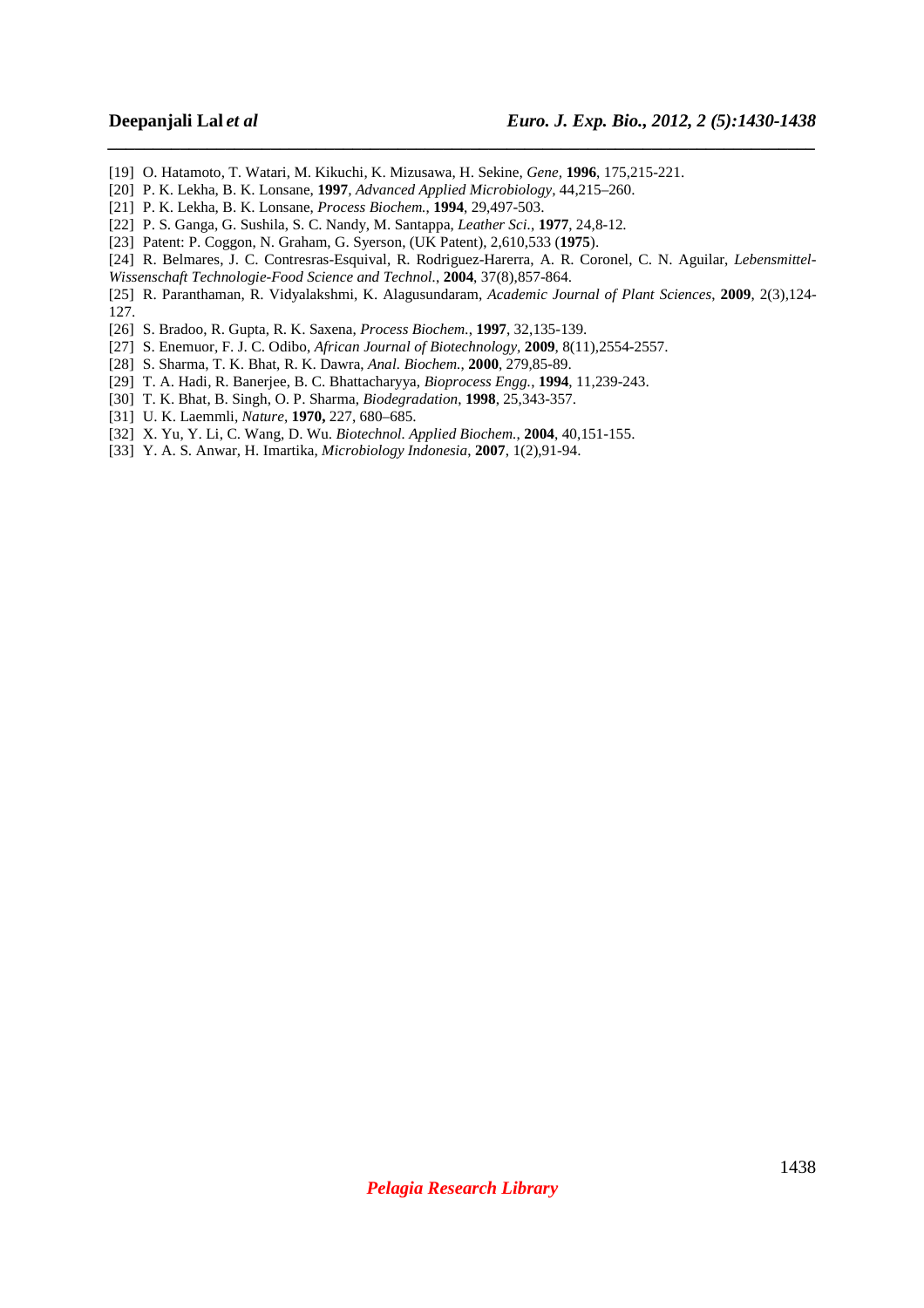[19] O. Hatamoto, T. Watari, M. Kikuchi, K. Mizusawa, H. Sekine, *Gene*, **1996**, 175,215-221.

[20] P. K. Lekha, B. K. Lonsane, **1997**, *Advanced Applied Microbiology*, 44,215–260.

[21] P. K. Lekha, B. K. Lonsane, *Process Biochem.*, **1994**, 29,497-503.

[22] P. S. Ganga, G. Sushila, S. C. Nandy, M. Santappa, *Leather Sci.*, **1977**, 24,8-12.

[23] Patent: P. Coggon, N. Graham, G. Syerson, (UK Patent), 2,610,533 (**1975**).

[24] R. Belmares, J. C. Contresras-Esquival, R. Rodriguez-Harerra, A. R. Coronel, C. N. Aguilar, *Lebensmittel-Wissenschaft Technologie-Food Science and Technol.*, **2004**, 37(8),857-864.

[25] R. Paranthaman, R. Vidyalakshmi, K. Alagusundaram, *Academic Journal of Plant Sciences*, **2009**, 2(3),124-127.

[26] S. Bradoo, R. Gupta, R. K. Saxena, *Process Biochem.*, **1997**, 32,135-139.

[27] S. Enemuor, F. J. C. Odibo, *African Journal of Biotechnology*, **2009**, 8(11),2554-2557.

[28] S. Sharma, T. K. Bhat, R. K. Dawra, *Anal. Biochem.*, **2000**, 279,85-89.

[29] T. A. Hadi, R. Banerjee, B. C. Bhattacharyya, *Bioprocess Engg.*, **1994**, 11,239-243.

[30] T. K. Bhat, B. Singh, O. P. Sharma, *Biodegradation*, **1998**, 25,343-357.

[31] U. K. Laemmli, *Nature*, **1970,** 227, 680–685.

[32] X. Yu, Y. Li, C. Wang, D. Wu. *Biotechnol. Applied Biochem.*, **2004**, 40,151-155.

[33] Y. A. S. Anwar, H. Imartika, *Microbiology Indonesia*, **2007**, 1(2),91-94.